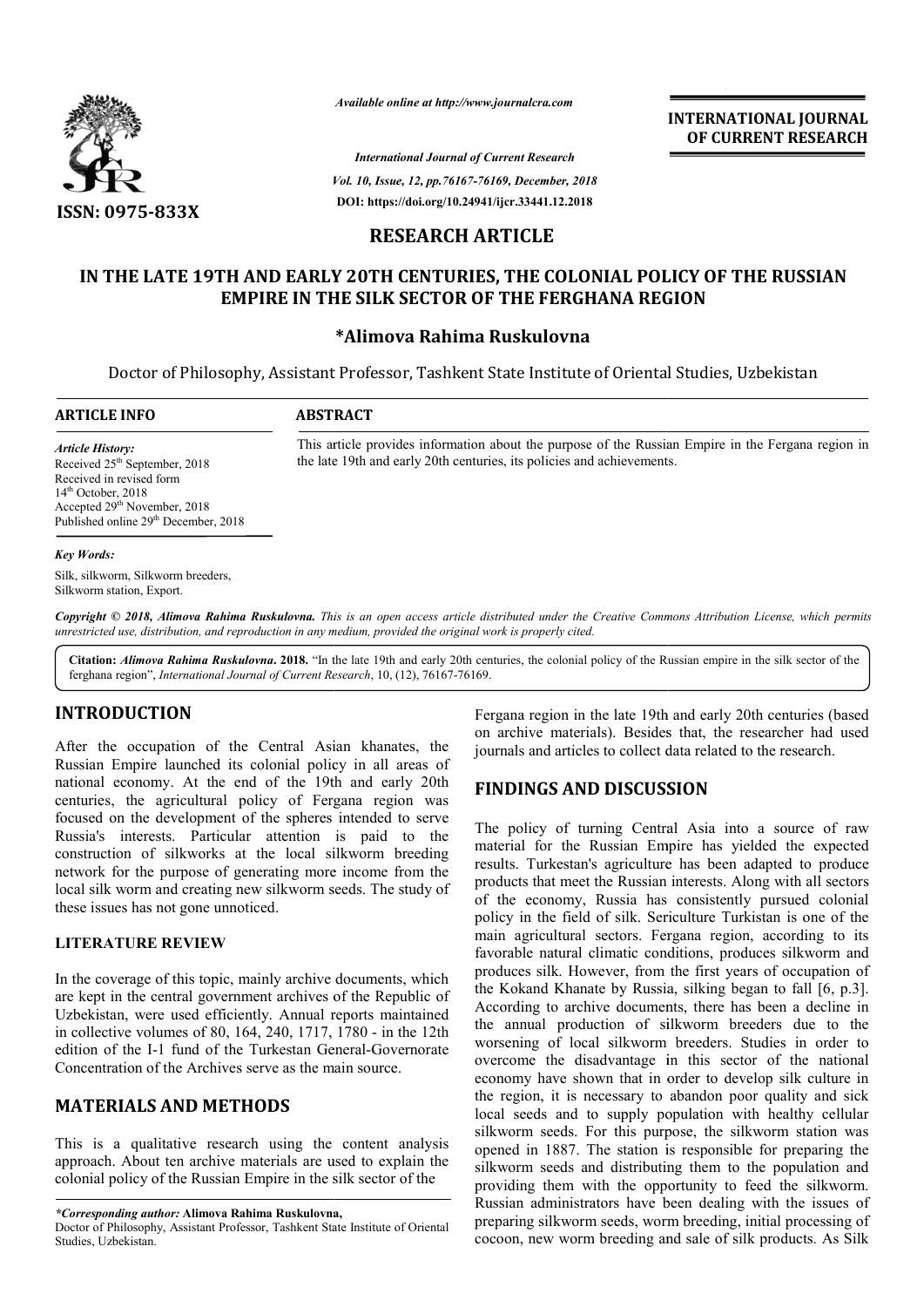ISSN: 0975-833X

*Available online at http://www.journalcra.com*

*International Journal of Current Research*
*Vol. 10, Issue, 12, pp.76167-76169, December, 2018*
**DOI: https://doi.org/10.24941/ijcr.33441.12.2018**

**INTERNATIONAL JOURNAL OF CURRENT RESEARCH**

## RESEARCH ARTICLE

# IN THE LATE 19TH AND EARLY 20TH CENTURIES, THE COLONIAL POLICY OF THE RUSSIAN EMPIRE IN THE SILK SECTOR OF THE FERGHANA REGION

**\*Alimova Rahima Ruskulovna**

Doctor of Philosophy, Assistant Professor, Tashkent State Institute of Oriental Studies, Uzbekistan

**ARTICLE INFO**

***Article History:***
Received 25th September, 2018
Received in revised form
14th October, 2018
Accepted 29th November, 2018
Published online 29th December, 2018

***Key Words:***
Silk, silkworm, Silkworm breeders, Silkworm station, Export.

**ABSTRACT**

This article provides information about the purpose of the Russian Empire in the Fergana region in the late 19th and early 20th centuries, its policies and achievements.

*Copyright © 2018, Alimova Rahima Ruskulovna. This is an open access article distributed under the Creative Commons Attribution License, which permits unrestricted use, distribution, and reproduction in any medium, provided the original work is properly cited.*

**Citation:** *Alimova Rahima Ruskulovna.* **2018.** "In the late 19th and early 20th centuries, the colonial policy of the Russian empire in the silk sector of the ferghana region", *International Journal of Current Research*, 10, (12), 76167-76169.

## INTRODUCTION

After the occupation of the Central Asian khanates, the Russian Empire launched its colonial policy in all areas of national economy. At the end of the 19th and early 20th centuries, the agricultural policy of Fergana region was focused on the development of the spheres intended to serve Russia's interests. Particular attention is paid to the construction of silkworks at the local silkworm breeding network for the purpose of generating more income from the local silk worm and creating new silkworm seeds. The study of these issues has not gone unnoticed.

### LITERATURE REVIEW

In the coverage of this topic, mainly archive documents, which are kept in the central government archives of the Republic of Uzbekistan, were used efficiently. Annual reports maintained in collective volumes of 80, 164, 240, 1717, 1780 - in the 12th edition of the I-1 fund of the Turkestan General-Governorate Concentration of the Archives serve as the main source.

## MATERIALS AND METHODS

This is a qualitative research using the content analysis approach. About ten archive materials are used to explain the colonial policy of the Russian Empire in the silk sector of the Fergana region in the late 19th and early 20th centuries (based on archive materials). Besides that, the researcher had used journals and articles to collect data related to the research.

## FINDINGS AND DISCUSSION

The policy of turning Central Asia into a source of raw material for the Russian Empire has yielded the expected results. Turkestan's agriculture has been adapted to produce products that meet the Russian interests. Along with all sectors of the economy, Russia has consistently pursued colonial policy in the field of silk. Sericulture Turkistan is one of the main agricultural sectors. Fergana region, according to its favorable natural climatic conditions, produces silkworm and produces silk. However, from the first years of occupation of the Kokand Khanate by Russia, silking began to fall [6, p.3]. According to archive documents, there has been a decline in the annual production of silkworm breeders due to the worsening of local silkworm breeders. Studies in order to overcome the disadvantage in this sector of the national economy have shown that in order to develop silk culture in the region, it is necessary to abandon poor quality and sick local seeds and to supply population with healthy cellular silkworm seeds. For this purpose, the silkworm station was opened in 1887. The station is responsible for preparing the silkworm seeds and distributing them to the population and providing them with the opportunity to feed the silkworm. Russian administrators have been dealing with the issues of preparing silkworm seeds, worm breeding, initial processing of cocoon, new worm breeding and sale of silk products. As Silk

---

*\*Corresponding author:* **Alimova Rahima Ruskulovna,**
Doctor of Philosophy, Assistant Professor, Tashkent State Institute of Oriental Studies, Uzbekistan.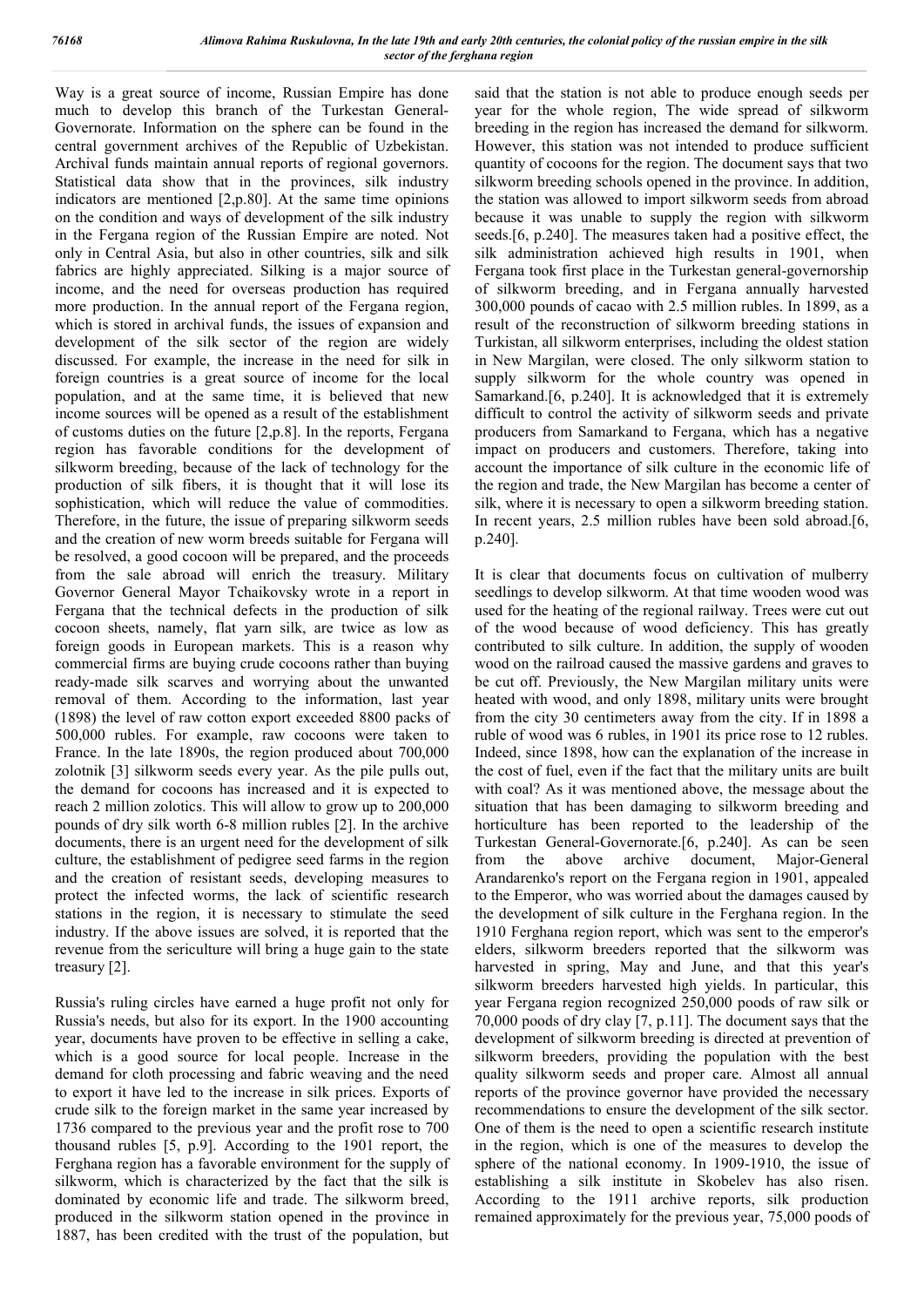Way is a great source of income, Russian Empire has done much to develop this branch of the Turkestan General-Governorate. Information on the sphere can be found in the central government archives of the Republic of Uzbekistan. Archival funds maintain annual reports of regional governors. Statistical data show that in the provinces, silk industry indicators are mentioned [2,p.80]. At the same time opinions on the condition and ways of development of the silk industry in the Fergana region of the Russian Empire are noted. Not only in Central Asia, but also in other countries, silk and silk fabrics are highly appreciated. Silking is a major source of income, and the need for overseas production has required more production. In the annual report of the Fergana region, which is stored in archival funds, the issues of expansion and development of the silk sector of the region are widely discussed. For example, the increase in the need for silk in foreign countries is a great source of income for the local population, and at the same time, it is believed that new income sources will be opened as a result of the establishment of customs duties on the future [2,p.8]. In the reports, Fergana region has favorable conditions for the development of silkworm breeding, because of the lack of technology for the production of silk fibers, it is thought that it will lose its sophistication, which will reduce the value of commodities. Therefore, in the future, the issue of preparing silkworm seeds and the creation of new worm breeds suitable for Fergana will be resolved, a good cocoon will be prepared, and the proceeds from the sale abroad will enrich the treasury. Military Governor General Mayor Tchaikovsky wrote in a report in Fergana that the technical defects in the production of silk cocoon sheets, namely, flat yarn silk, are twice as low as foreign goods in European markets. This is a reason why commercial firms are buying crude cocoons rather than buying ready-made silk scarves and worrying about the unwanted removal of them. According to the information, last year (1898) the level of raw cotton export exceeded 8800 packs of 500,000 rubles. For example, raw cocoons were taken to France. In the late 1890s, the region produced about 700,000 zolotnik [3] silkworm seeds every year. As the pile pulls out, the demand for cocoons has increased and it is expected to reach 2 million zolotics. This will allow to grow up to 200,000 pounds of dry silk worth 6-8 million rubles [2]. In the archive documents, there is an urgent need for the development of silk culture, the establishment of pedigree seed farms in the region and the creation of resistant seeds, developing measures to protect the infected worms, the lack of scientific research stations in the region, it is necessary to stimulate the seed industry. If the above issues are solved, it is reported that the revenue from the sericulture will bring a huge gain to the state treasury [2].

Russia's ruling circles have earned a huge profit not only for Russia's needs, but also for its export. In the 1900 accounting year, documents have proven to be effective in selling a cake, which is a good source for local people. Increase in the demand for cloth processing and fabric weaving and the need to export it have led to the increase in silk prices. Exports of crude silk to the foreign market in the same year increased by 1736 compared to the previous year and the profit rose to 700 thousand rubles [5, p.9]. According to the 1901 report, the Ferghana region has a favorable environment for the supply of silkworm, which is characterized by the fact that the silk is dominated by economic life and trade. The silkworm breed, produced in the silkworm station opened in the province in 1887, has been credited with the trust of the population, but said that the station is not able to produce enough seeds per year for the whole region, The wide spread of silkworm breeding in the region has increased the demand for silkworm. However, this station was not intended to produce sufficient quantity of cocoons for the region. The document says that two silkworm breeding schools opened in the province. In addition, the station was allowed to import silkworm seeds from abroad because it was unable to supply the region with silkworm seeds.[6, p.240]. The measures taken had a positive effect, the silk administration achieved high results in 1901, when Fergana took first place in the Turkestan general-governorship of silkworm breeding, and in Fergana annually harvested 300,000 pounds of cacao with 2.5 million rubles. In 1899, as a result of the reconstruction of silkworm breeding stations in Turkistan, all silkworm enterprises, including the oldest station in New Margilan, were closed. The only silkworm station to supply silkworm for the whole country was opened in Samarkand.[6, p.240]. It is acknowledged that it is extremely difficult to control the activity of silkworm seeds and private producers from Samarkand to Fergana, which has a negative impact on producers and customers. Therefore, taking into account the importance of silk culture in the economic life of the region and trade, the New Margilan has become a center of silk, where it is necessary to open a silkworm breeding station. In recent years, 2.5 million rubles have been sold abroad.[6, p.240].

It is clear that documents focus on cultivation of mulberry seedlings to develop silkworm. At that time wooden wood was used for the heating of the regional railway. Trees were cut out of the wood because of wood deficiency. This has greatly contributed to silk culture. In addition, the supply of wooden wood on the railroad caused the massive gardens and graves to be cut off. Previously, the New Margilan military units were heated with wood, and only 1898, military units were brought from the city 30 centimeters away from the city. If in 1898 a ruble of wood was 6 rubles, in 1901 its price rose to 12 rubles. Indeed, since 1898, how can the explanation of the increase in the cost of fuel, even if the fact that the military units are built with coal? As it was mentioned above, the message about the situation that has been damaging to silkworm breeding and horticulture has been reported to the leadership of the Turkestan General-Governorate.[6, p.240]. As can be seen from the above archive document, Major-General Arandarenko's report on the Fergana region in 1901, appealed to the Emperor, who was worried about the damages caused by the development of silk culture in the Ferghana region. In the 1910 Ferghana region report, which was sent to the emperor's elders, silkworm breeders reported that the silkworm was harvested in spring, May and June, and that this year's silkworm breeders harvested high yields. In particular, this year Fergana region recognized 250,000 poods of raw silk or 70,000 poods of dry clay [7, p.11]. The document says that the development of silkworm breeding is directed at prevention of silkworm breeders, providing the population with the best quality silkworm seeds and proper care. Almost all annual reports of the province governor have provided the necessary recommendations to ensure the development of the silk sector. One of them is the need to open a scientific research institute in the region, which is one of the measures to develop the sphere of the national economy. In 1909-1910, the issue of establishing a silk institute in Skobelev has also risen. According to the 1911 archive reports, silk production remained approximately for the previous year, 75,000 poods of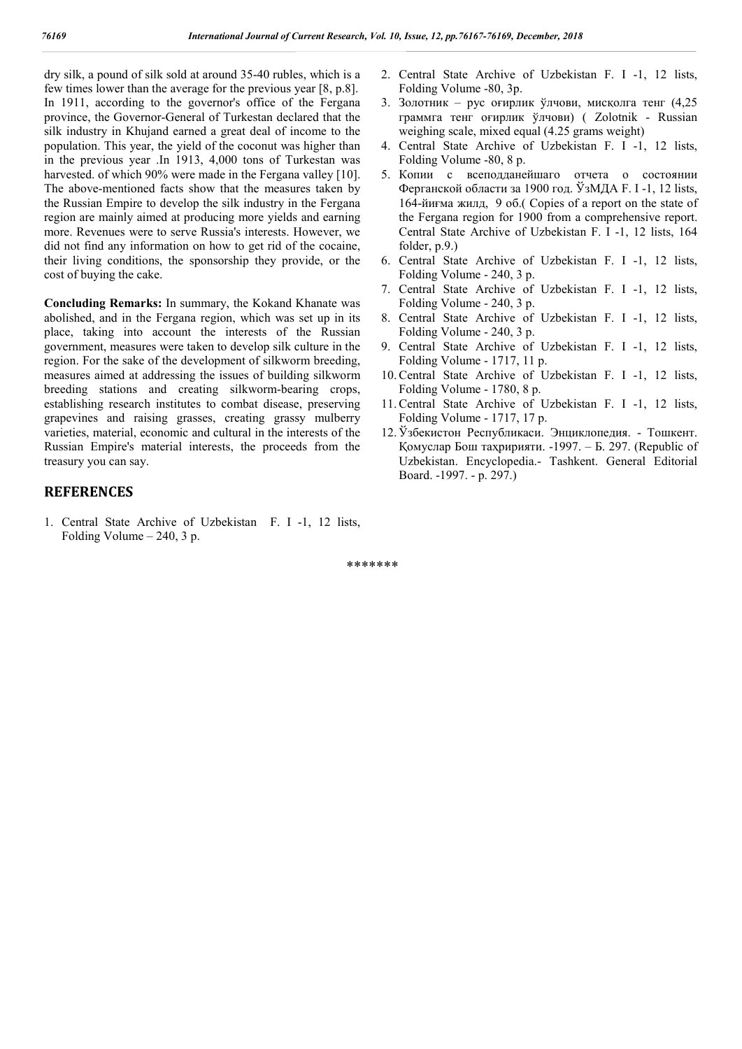dry silk, a pound of silk sold at around 35-40 rubles, which is a few times lower than the average for the previous year [8, p.8]. In 1911, according to the governor's office of the Fergana province, the Governor-General of Turkestan declared that the silk industry in Khujand earned a great deal of income to the population. This year, the yield of the coconut was higher than in the previous year .In 1913, 4,000 tons of Turkestan was harvested. of which 90% were made in the Fergana valley [10]. The above-mentioned facts show that the measures taken by the Russian Empire to develop the silk industry in the Fergana region are mainly aimed at producing more yields and earning more. Revenues were to serve Russia's interests. However, we did not find any information on how to get rid of the cocaine, their living conditions, the sponsorship they provide, or the cost of buying the cake.

**Concluding Remarks:** In summary, the Kokand Khanate was abolished, and in the Fergana region, which was set up in its place, taking into account the interests of the Russian government, measures were taken to develop silk culture in the region. For the sake of the development of silkworm breeding, measures aimed at addressing the issues of building silkworm breeding stations and creating silkworm-bearing crops, establishing research institutes to combat disease, preserving grapevines and raising grasses, creating grassy mulberry varieties, material, economic and cultural in the interests of the Russian Empire's material interests, the proceeds from the treasury you can say.

## REFERENCES

1. Central State Archive of Uzbekistan F. I -1, 12 lists, Folding Volume – 240, 3 p.
2. Central State Archive of Uzbekistan F. I -1, 12 lists, Folding Volume -80, 3p.
3. Золотник – рус оғирлик ўлчови, мисқолга тенг (4,25 граммга тенг оғирлик ўлчови) ( Zolotnik - Russian weighing scale, mixed equal (4.25 grams weight)
4. Central State Archive of Uzbekistan F. I -1, 12 lists, Folding Volume -80, 8 p.
5. Копии с всеподданейшаго отчета о состоянии Ферганской области за 1900 год. ЎзМДА F. I -1, 12 lists, 164-йиғма жилд, 9 об.( Copies of a report on the state of the Fergana region for 1900 from a comprehensive report. Central State Archive of Uzbekistan F. I -1, 12 lists, 164 folder, p.9.)
6. Central State Archive of Uzbekistan F. I -1, 12 lists, Folding Volume - 240, 3 p.
7. Central State Archive of Uzbekistan F. I -1, 12 lists, Folding Volume - 240, 3 p.
8. Central State Archive of Uzbekistan F. I -1, 12 lists, Folding Volume - 240, 3 p.
9. Central State Archive of Uzbekistan F. I -1, 12 lists, Folding Volume - 1717, 11 p.
10. Central State Archive of Uzbekistan F. I -1, 12 lists, Folding Volume - 1780, 8 p.
11. Central State Archive of Uzbekistan F. I -1, 12 lists, Folding Volume - 1717, 17 p.
12. Ўзбекистон Республикаси. Энциклопедия. - Тошкент. Қомуслар Бош таҳририяти. -1997. – Б. 297. (Republic of Uzbekistan. Encyclopedia.- Tashkent. General Editorial Board. -1997. - p. 297.)

\*\*\*\*\*\*\*